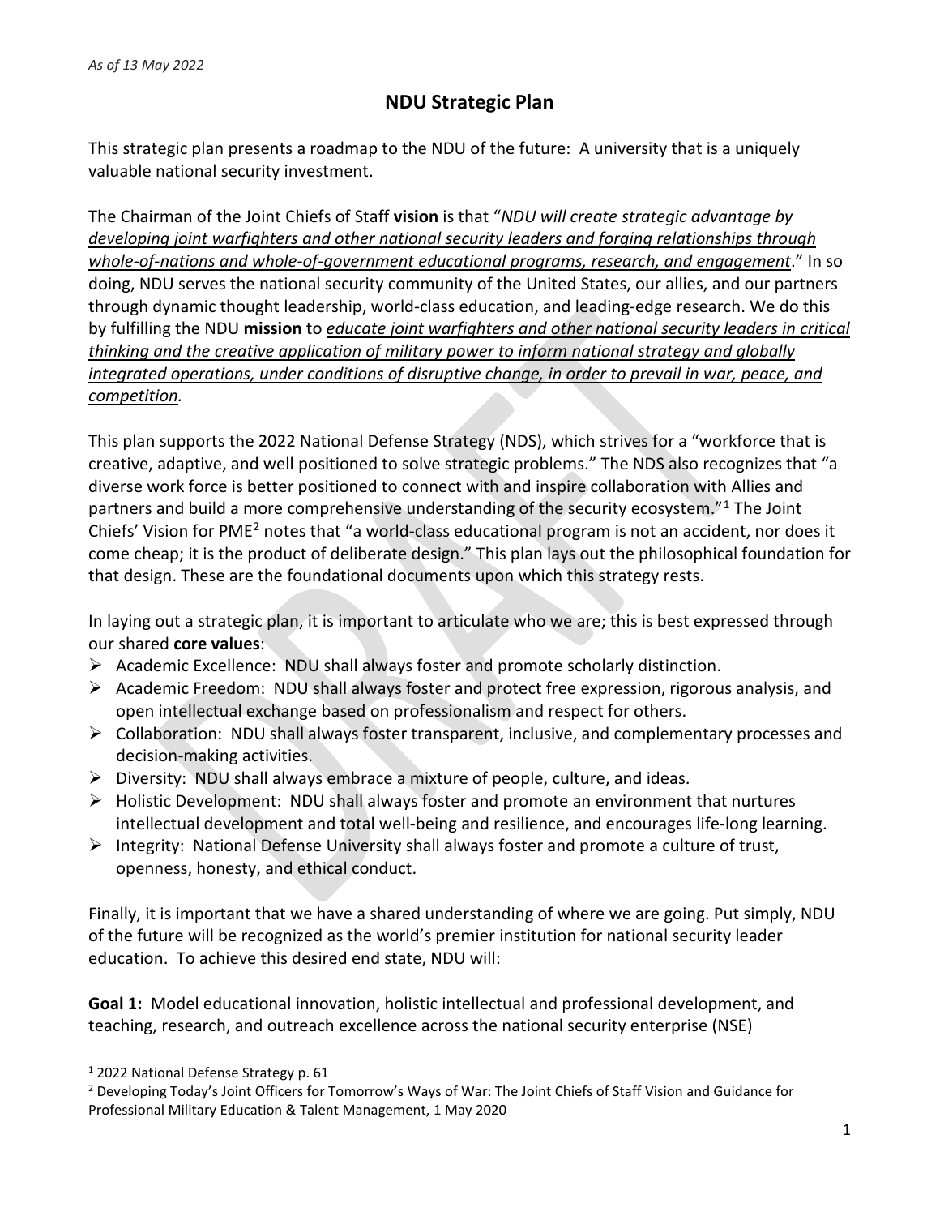*As of 13 May 2022*

# NDU Strategic Plan

This strategic plan presents a roadmap to the NDU of the future: A university that is a uniquely valuable national security investment.

The Chairman of the Joint Chiefs of Staff **vision** is that "*NDU will create strategic advantage by developing joint warfighters and other national security leaders and forging relationships through whole-of-nations and whole-of-government educational programs, research, and engagement*." In so doing, NDU serves the national security community of the United States, our allies, and our partners through dynamic thought leadership, world-class education, and leading-edge research. We do this by fulfilling the NDU **mission** to *educate joint warfighters and other national security leaders in critical thinking and the creative application of military power to inform national strategy and globally integrated operations, under conditions of disruptive change, in order to prevail in war, peace, and competition.*

This plan supports the 2022 National Defense Strategy (NDS), which strives for a "workforce that is creative, adaptive, and well positioned to solve strategic problems." The NDS also recognizes that "a diverse work force is better positioned to connect with and inspire collaboration with Allies and partners and build a more comprehensive understanding of the security ecosystem."[1] The Joint Chiefs' Vision for PME[2] notes that "a world-class educational program is not an accident, nor does it come cheap; it is the product of deliberate design." This plan lays out the philosophical foundation for that design. These are the foundational documents upon which this strategy rests.

In laying out a strategic plan, it is important to articulate who we are; this is best expressed through our shared **core values**:

- Academic Excellence: NDU shall always foster and promote scholarly distinction.
- Academic Freedom: NDU shall always foster and protect free expression, rigorous analysis, and open intellectual exchange based on professionalism and respect for others.
- Collaboration: NDU shall always foster transparent, inclusive, and complementary processes and decision-making activities.
- Diversity: NDU shall always embrace a mixture of people, culture, and ideas.
- Holistic Development: NDU shall always foster and promote an environment that nurtures intellectual development and total well-being and resilience, and encourages life-long learning.
- Integrity: National Defense University shall always foster and promote a culture of trust, openness, honesty, and ethical conduct.

Finally, it is important that we have a shared understanding of where we are going. Put simply, NDU of the future will be recognized as the world's premier institution for national security leader education. To achieve this desired end state, NDU will:

**Goal 1:** Model educational innovation, holistic intellectual and professional development, and teaching, research, and outreach excellence across the national security enterprise (NSE)

---

[1] 2022 National Defense Strategy p. 61

[2] Developing Today's Joint Officers for Tomorrow's Ways of War: The Joint Chiefs of Staff Vision and Guidance for Professional Military Education & Talent Management, 1 May 2020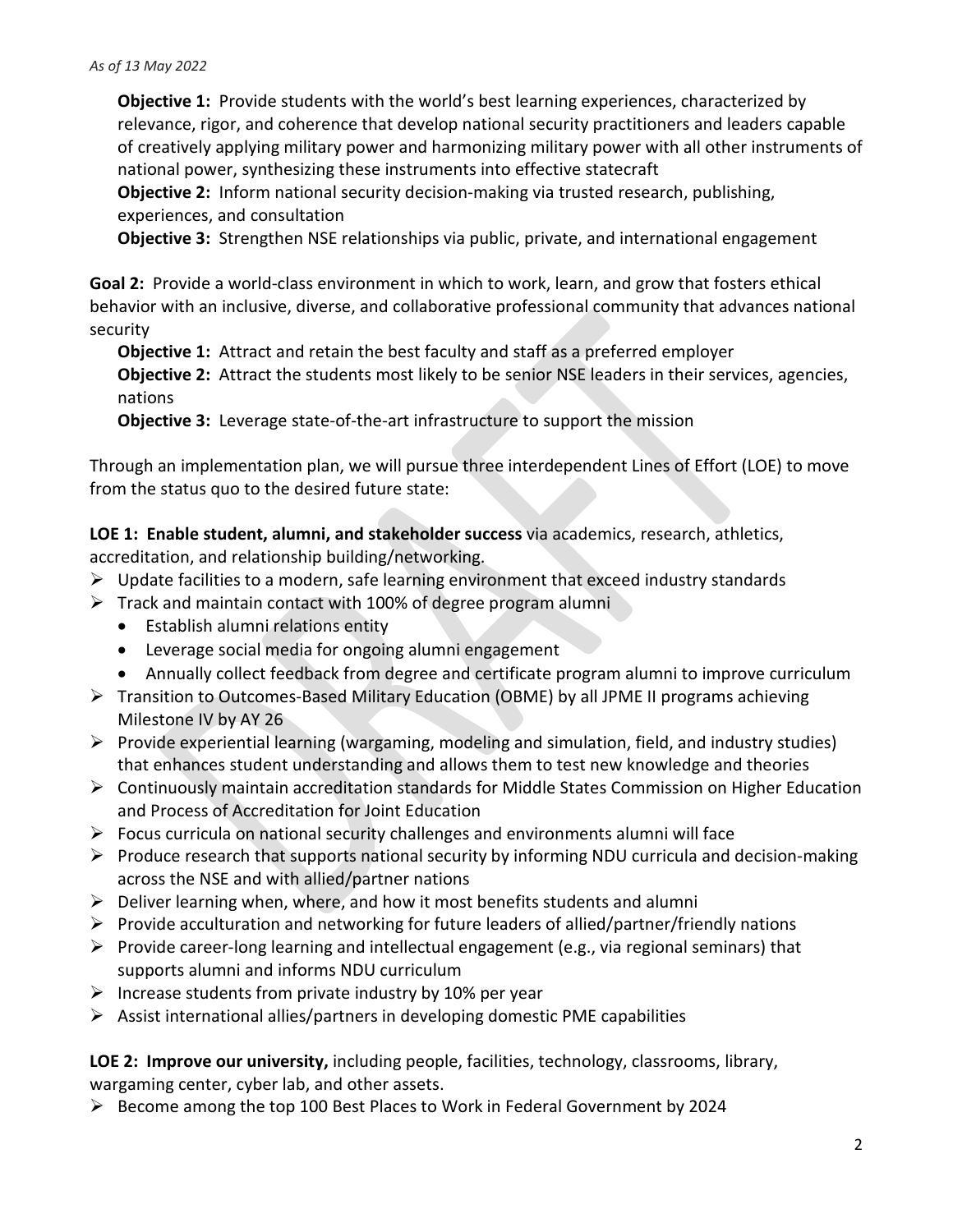**Objective 1:** Provide students with the world's best learning experiences, characterized by relevance, rigor, and coherence that develop national security practitioners and leaders capable of creatively applying military power and harmonizing military power with all other instruments of national power, synthesizing these instruments into effective statecraft

**Objective 2:** Inform national security decision-making via trusted research, publishing, experiences, and consultation

**Objective 3:** Strengthen NSE relationships via public, private, and international engagement

**Goal 2:** Provide a world-class environment in which to work, learn, and grow that fosters ethical behavior with an inclusive, diverse, and collaborative professional community that advances national security

**Objective 1:** Attract and retain the best faculty and staff as a preferred employer

**Objective 2:** Attract the students most likely to be senior NSE leaders in their services, agencies, nations

**Objective 3:** Leverage state-of-the-art infrastructure to support the mission

Through an implementation plan, we will pursue three interdependent Lines of Effort (LOE) to move from the status quo to the desired future state:

**LOE 1: Enable student, alumni, and stakeholder success** via academics, research, athletics, accreditation, and relationship building/networking.

- Update facilities to a modern, safe learning environment that exceed industry standards
- Track and maintain contact with 100% of degree program alumni
  - Establish alumni relations entity
  - Leverage social media for ongoing alumni engagement
  - Annually collect feedback from degree and certificate program alumni to improve curriculum
- Transition to Outcomes-Based Military Education (OBME) by all JPME II programs achieving Milestone IV by AY 26
- Provide experiential learning (wargaming, modeling and simulation, field, and industry studies) that enhances student understanding and allows them to test new knowledge and theories
- Continuously maintain accreditation standards for Middle States Commission on Higher Education and Process of Accreditation for Joint Education
- Focus curricula on national security challenges and environments alumni will face
- Produce research that supports national security by informing NDU curricula and decision-making across the NSE and with allied/partner nations
- Deliver learning when, where, and how it most benefits students and alumni
- Provide acculturation and networking for future leaders of allied/partner/friendly nations
- Provide career-long learning and intellectual engagement (e.g., via regional seminars) that supports alumni and informs NDU curriculum
- Increase students from private industry by 10% per year
- Assist international allies/partners in developing domestic PME capabilities

**LOE 2: Improve our university,** including people, facilities, technology, classrooms, library, wargaming center, cyber lab, and other assets.

- Become among the top 100 Best Places to Work in Federal Government by 2024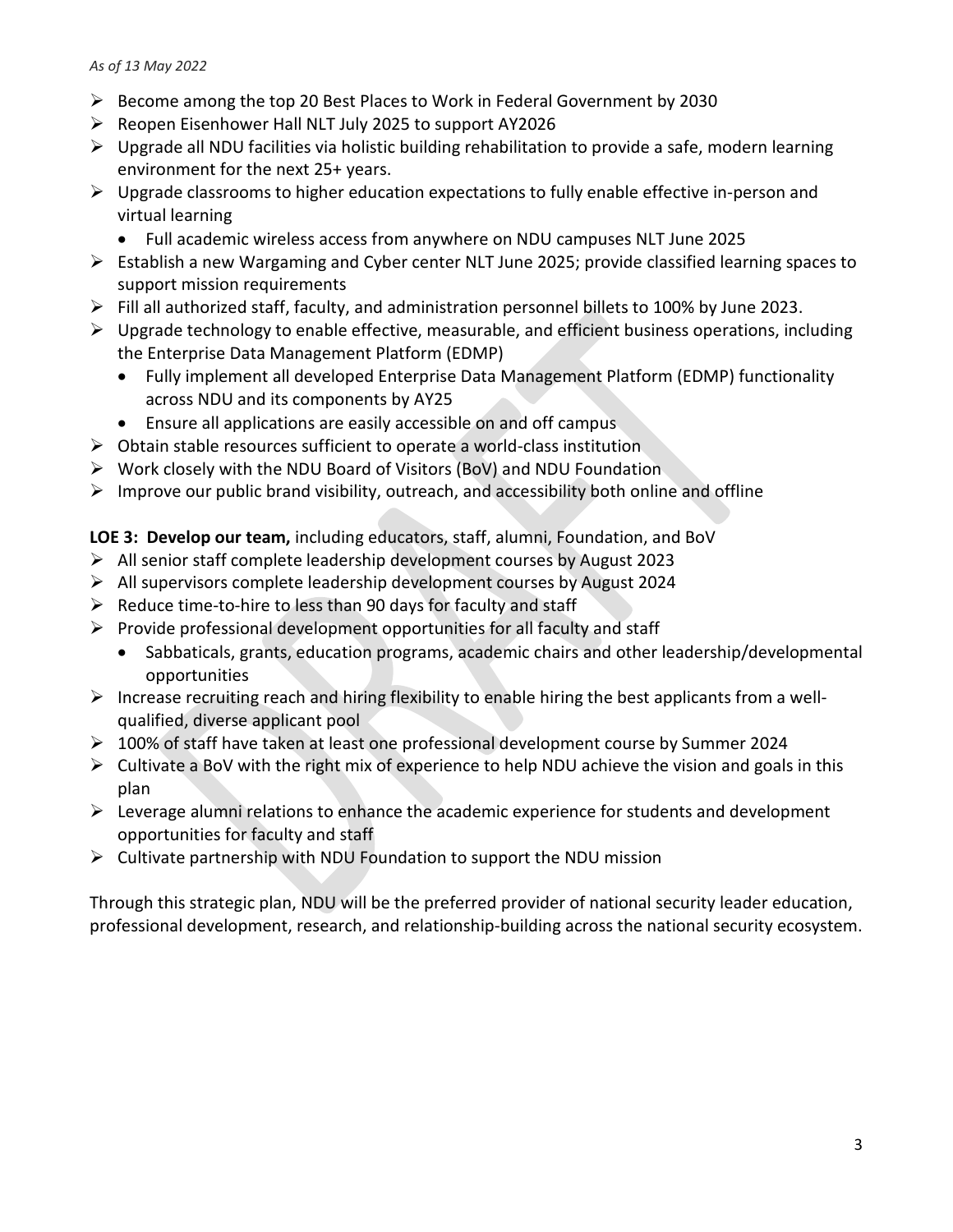*As of 13 May 2022*

- Become among the top 20 Best Places to Work in Federal Government by 2030
- Reopen Eisenhower Hall NLT July 2025 to support AY2026
- Upgrade all NDU facilities via holistic building rehabilitation to provide a safe, modern learning environment for the next 25+ years.
- Upgrade classrooms to higher education expectations to fully enable effective in-person and virtual learning
  - Full academic wireless access from anywhere on NDU campuses NLT June 2025
- Establish a new Wargaming and Cyber center NLT June 2025; provide classified learning spaces to support mission requirements
- Fill all authorized staff, faculty, and administration personnel billets to 100% by June 2023.
- Upgrade technology to enable effective, measurable, and efficient business operations, including the Enterprise Data Management Platform (EDMP)
  - Fully implement all developed Enterprise Data Management Platform (EDMP) functionality across NDU and its components by AY25
  - Ensure all applications are easily accessible on and off campus
- Obtain stable resources sufficient to operate a world-class institution
- Work closely with the NDU Board of Visitors (BoV) and NDU Foundation
- Improve our public brand visibility, outreach, and accessibility both online and offline

**LOE 3: Develop our team,** including educators, staff, alumni, Foundation, and BoV

- All senior staff complete leadership development courses by August 2023
- All supervisors complete leadership development courses by August 2024
- Reduce time-to-hire to less than 90 days for faculty and staff
- Provide professional development opportunities for all faculty and staff
  - Sabbaticals, grants, education programs, academic chairs and other leadership/developmental opportunities
- Increase recruiting reach and hiring flexibility to enable hiring the best applicants from a well-qualified, diverse applicant pool
- 100% of staff have taken at least one professional development course by Summer 2024
- Cultivate a BoV with the right mix of experience to help NDU achieve the vision and goals in this plan
- Leverage alumni relations to enhance the academic experience for students and development opportunities for faculty and staff
- Cultivate partnership with NDU Foundation to support the NDU mission

Through this strategic plan, NDU will be the preferred provider of national security leader education, professional development, research, and relationship-building across the national security ecosystem.